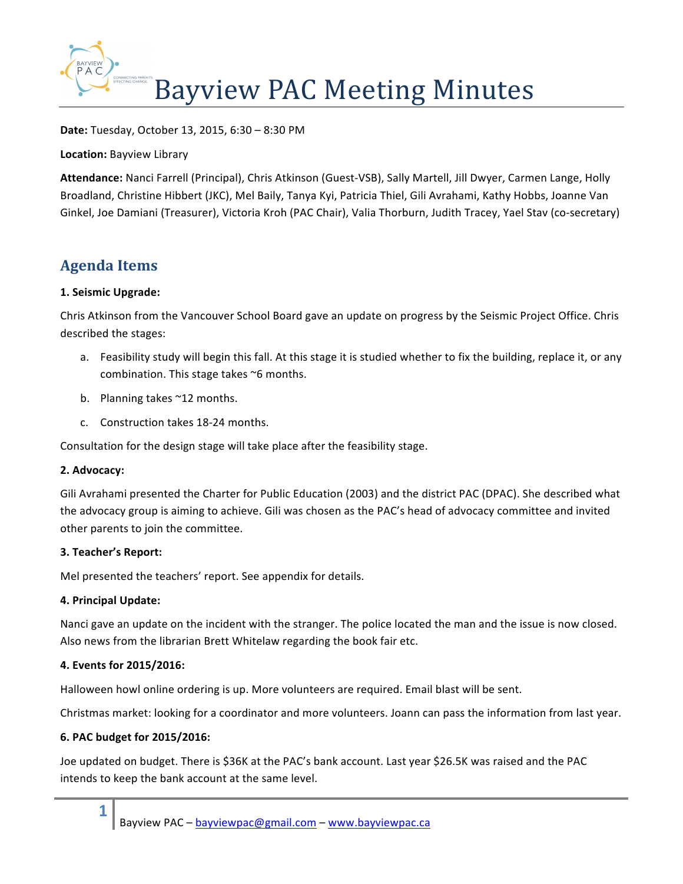# Bayview PAC Meeting Minutes

**Date:** Tuesday, October 13, 2015, 6:30 – 8:30 PM

**Location:** Bayview Library

**Attendance:** Nanci Farrell (Principal), Chris Atkinson (Guest-VSB), Sally Martell, Jill Dwyer, Carmen Lange, Holly Broadland, Christine Hibbert (JKC), Mel Baily, Tanya Kyi, Patricia Thiel, Gili Avrahami, Kathy Hobbs, Joanne Van Ginkel, Joe Damiani (Treasurer), Victoria Kroh (PAC Chair), Valia Thorburn, Judith Tracey, Yael Stav (co-secretary)

## Agenda Items

**1. Seismic Upgrade:**

Chris Atkinson from the Vancouver School Board gave an update on progress by the Seismic Project Office. Chris described the stages:

a. Feasibility study will begin this fall. At this stage it is studied whether to fix the building, replace it, or any combination. This stage takes ~6 months.

b. Planning takes ~12 months.

c. Construction takes 18-24 months.

Consultation for the design stage will take place after the feasibility stage.

**2. Advocacy:**

Gili Avrahami presented the Charter for Public Education (2003) and the district PAC (DPAC). She described what the advocacy group is aiming to achieve. Gili was chosen as the PAC's head of advocacy committee and invited other parents to join the committee.

**3. Teacher's Report:**

Mel presented the teachers' report. See appendix for details.

**4. Principal Update:**

Nanci gave an update on the incident with the stranger. The police located the man and the issue is now closed. Also news from the librarian Brett Whitelaw regarding the book fair etc.

**4. Events for 2015/2016:**

Halloween howl online ordering is up. More volunteers are required. Email blast will be sent.

Christmas market: looking for a coordinator and more volunteers. Joann can pass the information from last year.

**6. PAC budget for 2015/2016:**

Joe updated on budget. There is $36K at the PAC's bank account. Last year $26.5K was raised and the PAC intends to keep the bank account at the same level.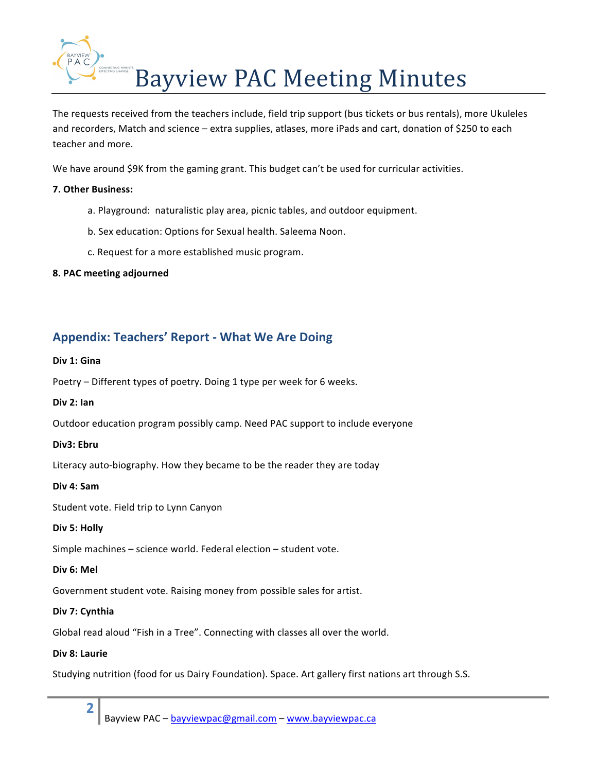The requests received from the teachers include, field trip support (bus tickets or bus rentals), more Ukuleles and recorders, Match and science – extra supplies, atlases, more iPads and cart, donation of $250 to each teacher and more.

We have around $9K from the gaming grant. This budget can't be used for curricular activities.

**7. Other Business:**

a. Playground: naturalistic play area, picnic tables, and outdoor equipment.

b. Sex education: Options for Sexual health. Saleema Noon.

c. Request for a more established music program.

**8. PAC meeting adjourned**

## Appendix: Teachers' Report - What We Are Doing

**Div 1: Gina**

Poetry – Different types of poetry. Doing 1 type per week for 6 weeks.

**Div 2: Ian**

Outdoor education program possibly camp. Need PAC support to include everyone

**Div3: Ebru**

Literacy auto-biography. How they became to be the reader they are today

**Div 4: Sam**

Student vote. Field trip to Lynn Canyon

**Div 5: Holly**

Simple machines – science world. Federal election – student vote.

**Div 6: Mel**

Government student vote. Raising money from possible sales for artist.

**Div 7: Cynthia**

Global read aloud "Fish in a Tree". Connecting with classes all over the world.

**Div 8: Laurie**

Studying nutrition (food for us Dairy Foundation). Space. Art gallery first nations art through S.S.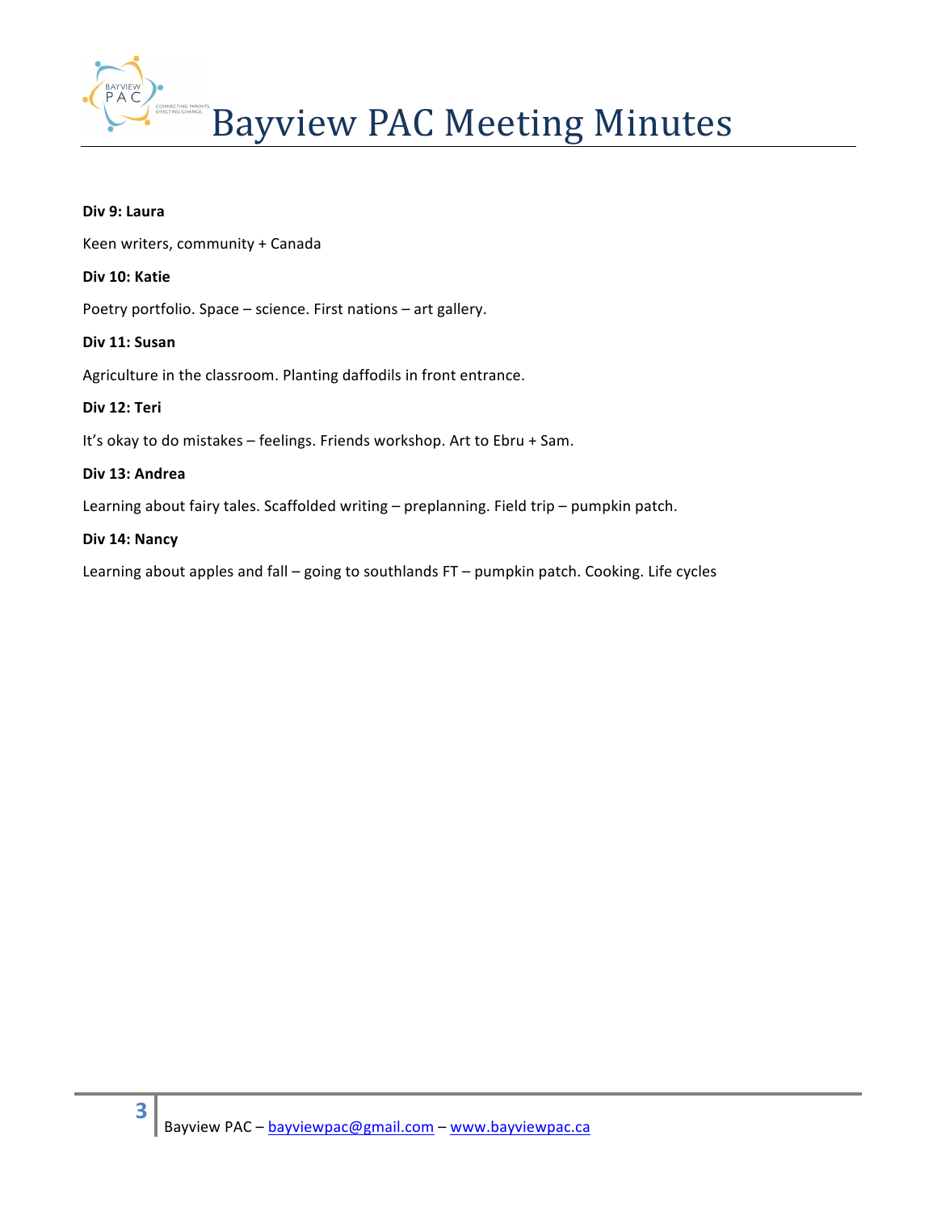**Div 9: Laura**

Keen writers, community + Canada

**Div 10: Katie**

Poetry portfolio. Space – science. First nations – art gallery.

**Div 11: Susan**

Agriculture in the classroom. Planting daffodils in front entrance.

**Div 12: Teri**

It's okay to do mistakes – feelings. Friends workshop. Art to Ebru + Sam.

**Div 13: Andrea**

Learning about fairy tales. Scaffolded writing – preplanning. Field trip – pumpkin patch.

**Div 14: Nancy**

Learning about apples and fall – going to southlands FT – pumpkin patch. Cooking. Life cycles